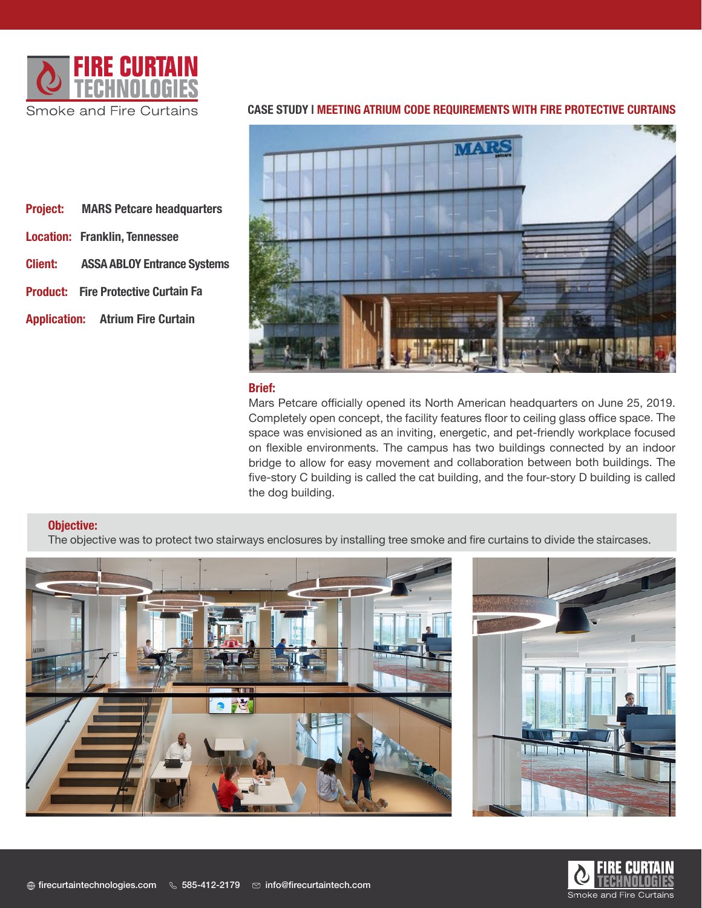# FIRE CURTAIN TECHNOLOGIES

Smoke and Fire Curtains

## CASE STUDY | MEETING ATRIUM CODE REQUIREMENTS WITH FIRE PROTECTIVE CURTAINS

**Project:** MARS Petcare headquarters

**Location:** Franklin, Tennessee

**Client:** ASSA ABLOY Entrance Systems

**Product:** Fire Protective Curtain Fa

**Application:** Atrium Fire Curtain

### Brief:

Mars Petcare officially opened its North American headquarters on June 25, 2019. Completely open concept, the facility features floor to ceiling glass office space. The space was envisioned as an inviting, energetic, and pet-friendly workplace focused on flexible environments. The campus has two buildings connected by an indoor bridge to allow for easy movement and collaboration between both buildings. The five-story C building is called the cat building, and the four-story D building is called the dog building.

### Objective:

The objective was to protect two stairways enclosures by installing tree smoke and fire curtains to divide the staircases.

firecurtaintechnologies.com | 585-412-2179 | info@firecurtaintech.com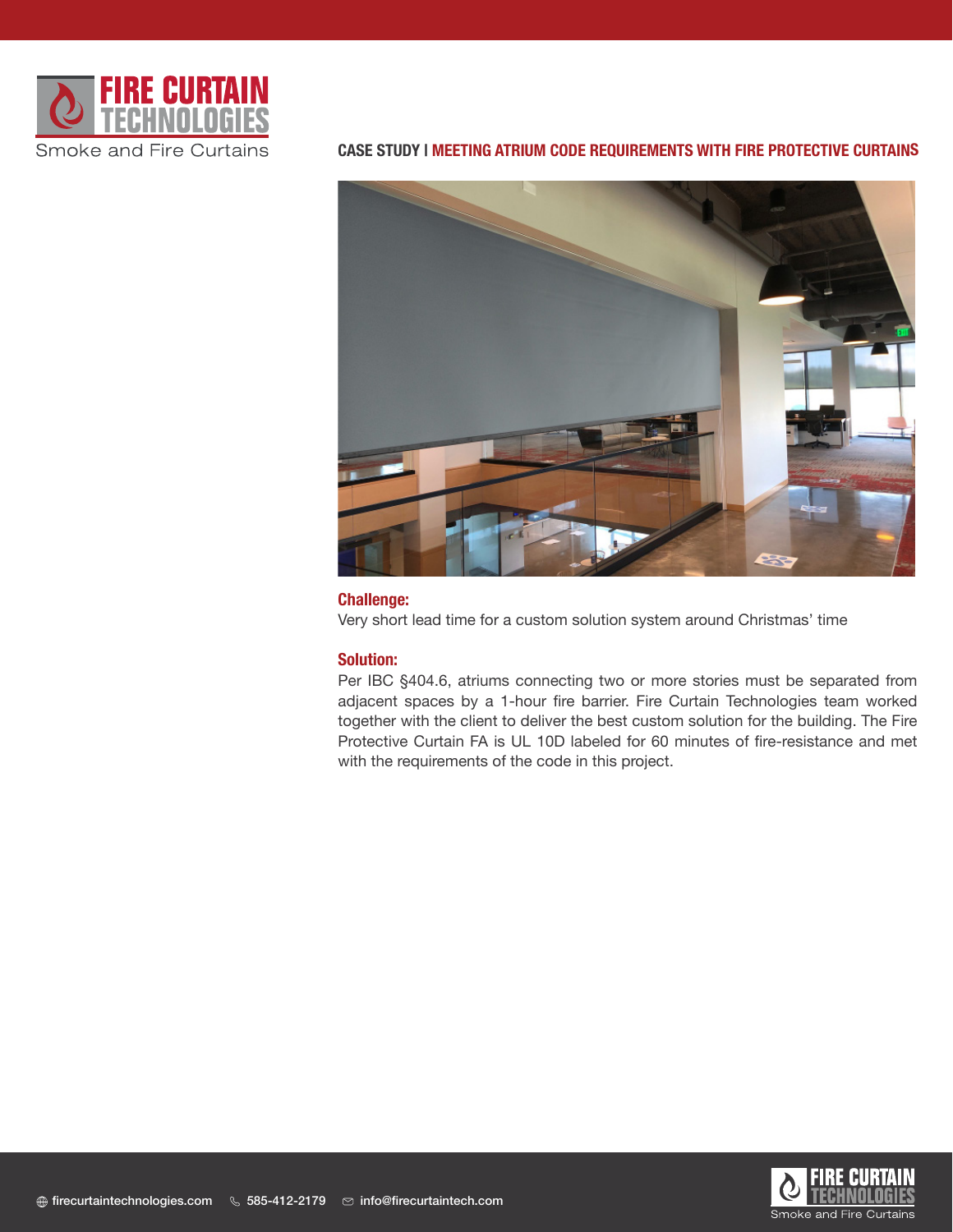FIRE CURTAIN TECHNOLOGIES

Smoke and Fire Curtains

## CASE STUDY | MEETING ATRIUM CODE REQUIREMENTS WITH FIRE PROTECTIVE CURTAINS

### Challenge:

Very short lead time for a custom solution system around Christmas' time

### Solution:

Per IBC §404.6, atriums connecting two or more stories must be separated from adjacent spaces by a 1-hour fire barrier. Fire Curtain Technologies team worked together with the client to deliver the best custom solution for the building. The Fire Protective Curtain FA is UL 10D labeled for 60 minutes of fire-resistance and met with the requirements of the code in this project.

firecurtaintechnologies.com   585-412-2179   info@firecurtaintech.com

FIRE CURTAIN TECHNOLOGIES
Smoke and Fire Curtains